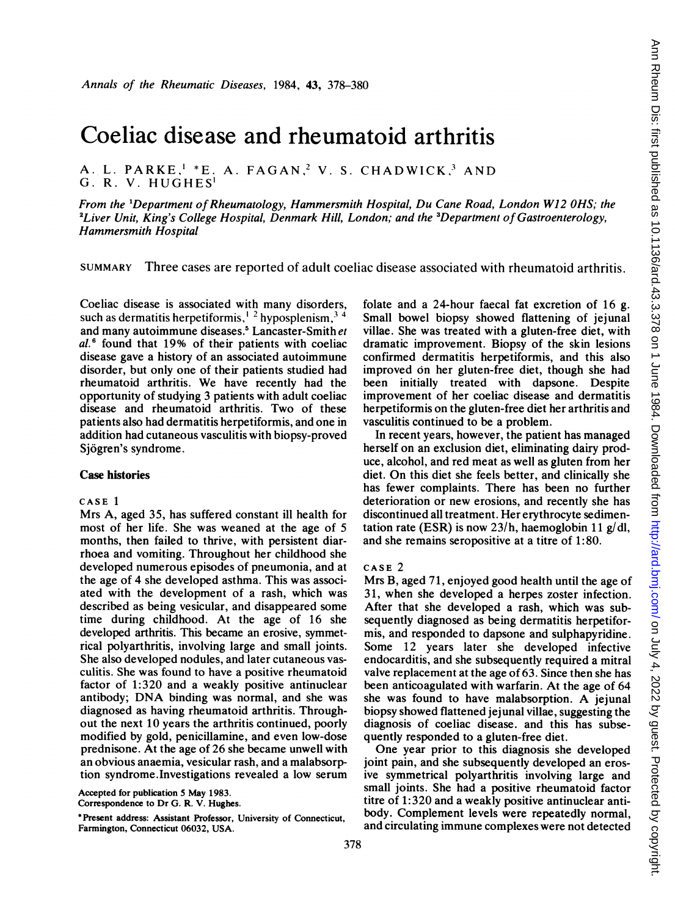# Coeliac disease and rheumatoid arthritis

A. L. PARKE,[1] *E. A. FAGAN,[2] V. S. CHADWICK,[3] AND G. R. V. HUGHES[1]

*From the [1]Department of Rheumatology, Hammersmith Hospital, Du Cane Road, London W12 0HS; the [2]Liver Unit, King's College Hospital, Denmark Hill, London; and the [3]Department of Gastroenterology, Hammersmith Hospital*

SUMMARY Three cases are reported of adult coeliac disease associated with rheumatoid arthritis.

Coeliac disease is associated with many disorders, such as dermatitis herpetiformis,[1 2] hyposplenism,[3 4] and many autoimmune diseases.[5] Lancaster-Smith *et al.*[6] found that 19% of their patients with coeliac disease gave a history of an associated autoimmune disorder, but only one of their patients studied had rheumatoid arthritis. We have recently had the opportunity of studying 3 patients with adult coeliac disease and rheumatoid arthritis. Two of these patients also had dermatitis herpetiformis, and one in addition had cutaneous vasculitis with biopsy-proved Sjögren's syndrome.

## Case histories

### CASE 1

Mrs A, aged 35, has suffered constant ill health for most of her life. She was weaned at the age of 5 months, then failed to thrive, with persistent diarrhoea and vomiting. Throughout her childhood she developed numerous episodes of pneumonia, and at the age of 4 she developed asthma. This was associated with the development of a rash, which was described as being vesicular, and disappeared some time during childhood. At the age of 16 she developed arthritis. This became an erosive, symmetrical polyarthritis, involving large and small joints. She also developed nodules, and later cutaneous vasculitis. She was found to have a positive rheumatoid factor of 1:320 and a weakly positive antinuclear antibody; DNA binding was normal, and she was diagnosed as having rheumatoid arthritis. Throughout the next 10 years the arthritis continued, poorly modified by gold, penicillamine, and even low-dose prednisone. At the age of 26 she became unwell with an obvious anaemia, vesicular rash, and a malabsorption syndrome. Investigations revealed a low serum folate and a 24-hour faecal fat excretion of 16 g. Small bowel biopsy showed flattening of jejunal villae. She was treated with a gluten-free diet, with dramatic improvement. Biopsy of the skin lesions confirmed dermatitis herpetiformis, and this also improved on her gluten-free diet, though she had been initially treated with dapsone. Despite improvement of her coeliac disease and dermatitis herpetiformis on the gluten-free diet her arthritis and vasculitis continued to be a problem.

In recent years, however, the patient has managed herself on an exclusion diet, eliminating dairy produce, alcohol, and red meat as well as gluten from her diet. On this diet she feels better, and clinically she has fewer complaints. There has been no further deterioration or new erosions, and recently she has discontinued all treatment. Her erythrocyte sedimentation rate (ESR) is now 23/h, haemoglobin 11 g/dl, and she remains seropositive at a titre of 1:80.

### CASE 2

Mrs B, aged 71, enjoyed good health until the age of 31, when she developed a herpes zoster infection. After that she developed a rash, which was subsequently diagnosed as being dermatitis herpetiformis, and responded to dapsone and sulphapyridine. Some 12 years later she developed infective endocarditis, and she subsequently required a mitral valve replacement at the age of 63. Since then she has been anticoagulated with warfarin. At the age of 64 she was found to have malabsorption. A jejunal biopsy showed flattened jejunal villae, suggesting the diagnosis of coeliac disease. and this has subsequently responded to a gluten-free diet.

One year prior to this diagnosis she developed joint pain, and she subsequently developed an erosive symmetrical polyarthritis involving large and small joints. She had a positive rheumatoid factor titre of 1:320 and a weakly positive antinuclear antibody. Complement levels were repeatedly normal, and circulating immune complexes were not detected

Accepted for publication 5 May 1983.
Correspondence to Dr G. R. V. Hughes.

*Present address: Assistant Professor, University of Connecticut, Farmington, Connecticut 06032, USA.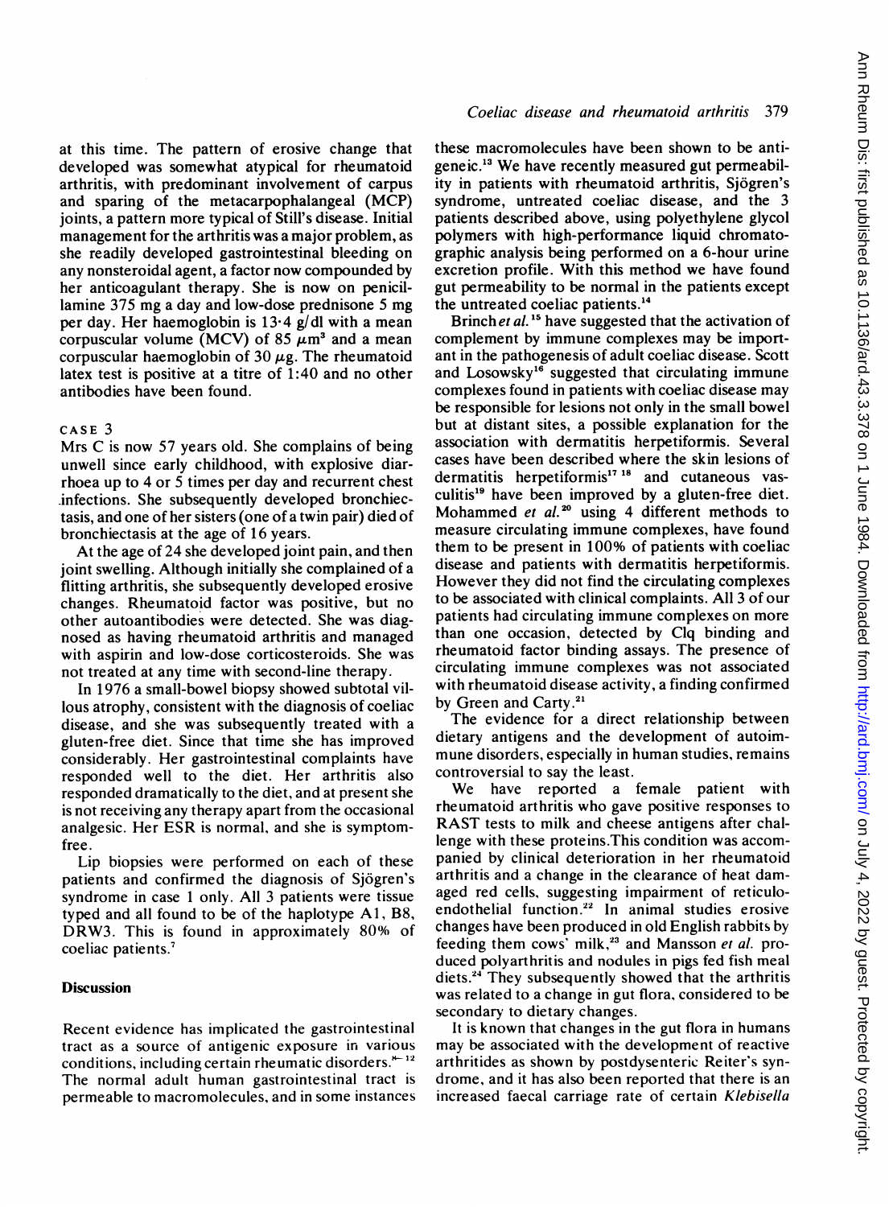at this time. The pattern of erosive change that developed was somewhat atypical for rheumatoid arthritis, with predominant involvement of carpus and sparing of the metacarpophalangeal (MCP) joints, a pattern more typical of Still's disease. Initial management for the arthritis was a major problem, as she readily developed gastrointestinal bleeding on any nonsteroidal agent, a factor now compounded by her anticoagulant therapy. She is now on penicillamine 375 mg a day and low-dose prednisone 5 mg per day. Her haemoglobin is 13·4 g/dl with a mean corpuscular volume (MCV) of 85 $\mu m^3$ and a mean corpuscular haemoglobin of 30 $\mu g$. The rheumatoid latex test is positive at a titre of 1:40 and no other antibodies have been found.

### CASE 3

Mrs C is now 57 years old. She complains of being unwell since early childhood, with explosive diarrhoea up to 4 or 5 times per day and recurrent chest infections. She subsequently developed bronchiectasis, and one of her sisters (one of a twin pair) died of bronchiectasis at the age of 16 years.

At the age of 24 she developed joint pain, and then joint swelling. Although initially she complained of a flitting arthritis, she subsequently developed erosive changes. Rheumatoid factor was positive, but no other autoantibodies were detected. She was diagnosed as having rheumatoid arthritis and managed with aspirin and low-dose corticosteroids. She was not treated at any time with second-line therapy.

In 1976 a small-bowel biopsy showed subtotal villous atrophy, consistent with the diagnosis of coeliac disease, and she was subsequently treated with a gluten-free diet. Since that time she has improved considerably. Her gastrointestinal complaints have responded well to the diet. Her arthritis also responded dramatically to the diet, and at present she is not receiving any therapy apart from the occasional analgesic. Her ESR is normal, and she is symptom-free.

Lip biopsies were performed on each of these patients and confirmed the diagnosis of Sjögren's syndrome in case 1 only. All 3 patients were tissue typed and all found to be of the haplotype A1, B8, DRW3. This is found in approximately 80% of coeliac patients.[7]

## Discussion

Recent evidence has implicated the gastrointestinal tract as a source of antigenic exposure in various conditions, including certain rheumatic disorders.[8–12] The normal adult human gastrointestinal tract is permeable to macromolecules, and in some instances these macromolecules have been shown to be antigeneic.[13] We have recently measured gut permeability in patients with rheumatoid arthritis, Sjögren's syndrome, untreated coeliac disease, and the 3 patients described above, using polyethylene glycol polymers with high-performance liquid chromatographic analysis being performed on a 6-hour urine excretion profile. With this method we have found gut permeability to be normal in the patients except the untreated coeliac patients.[14]

Brinch *et al.*[15] have suggested that the activation of complement by immune complexes may be important in the pathogenesis of adult coeliac disease. Scott and Losowsky[16] suggested that circulating immune complexes found in patients with coeliac disease may be responsible for lesions not only in the small bowel but at distant sites, a possible explanation for the association with dermatitis herpetiformis. Several cases have been described where the skin lesions of dermatitis herpetiformis[17 18] and cutaneous vasculitis[19] have been improved by a gluten-free diet. Mohammed *et al.*[20] using 4 different methods to measure circulating immune complexes, have found them to be present in 100% of patients with coeliac disease and patients with dermatitis herpetiformis. However they did not find the circulating complexes to be associated with clinical complaints. All 3 of our patients had circulating immune complexes on more than one occasion, detected by Clq binding and rheumatoid factor binding assays. The presence of circulating immune complexes was not associated with rheumatoid disease activity, a finding confirmed by Green and Carty.[21]

The evidence for a direct relationship between dietary antigens and the development of autoimmune disorders, especially in human studies, remains controversial to say the least.

We have reported a female patient with rheumatoid arthritis who gave positive responses to RAST tests to milk and cheese antigens after challenge with these proteins. This condition was accompanied by clinical deterioration in her rheumatoid arthritis and a change in the clearance of heat damaged red cells, suggesting impairment of reticuloendothelial function.[22] In animal studies erosive changes have been produced in old English rabbits by feeding them cows' milk,[23] and Mansson *et al.* produced polyarthritis and nodules in pigs fed fish meal diets.[24] They subsequently showed that the arthritis was related to a change in gut flora, considered to be secondary to dietary changes.

It is known that changes in the gut flora in humans may be associated with the development of reactive arthritides as shown by postdysenteric Reiter's syndrome, and it has also been reported that there is an increased faecal carriage rate of certain *Klebisella*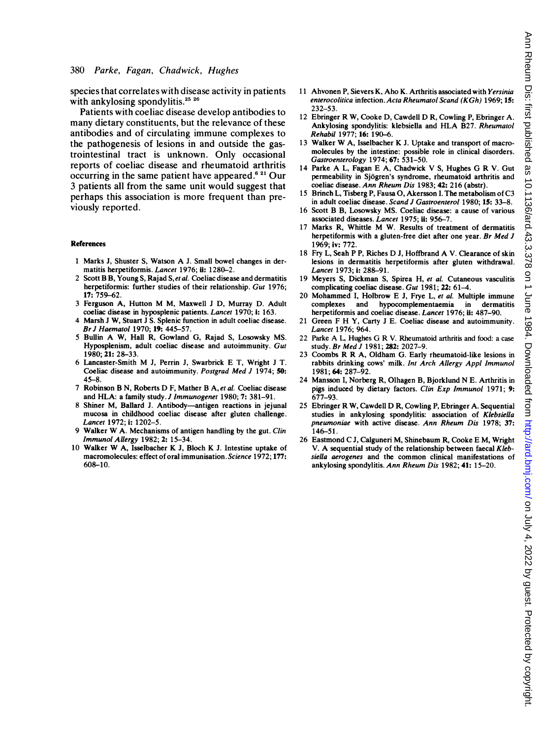species that correlates with disease activity in patients with ankylosing spondylitis.[25 26]

Patients with coeliac disease develop antibodies to many dietary constituents, but the relevance of these antibodies and of circulating immune complexes to the pathogenesis of lesions in and outside the gastrointestinal tract is unknown. Only occasional reports of coeliac disease and rheumatoid arthritis occurring in the same patient have appeared.[6 21] Our 3 patients all from the same unit would suggest that perhaps this association is more frequent than previously reported.

#### References

1 Marks J, Shuster S, Watson A J. Small bowel changes in dermatitis herpetiformis. *Lancet* 1976; **ii:** 1280–2.
2 Scott B B, Young S, Rajad S, *et al.* Coeliac disease and dermatitis herpetiformis: further studies of their relationship. *Gut* 1976; **17:** 759–62.
3 Ferguson A, Hutton M M, Maxwell J D, Murray D. Adult coeliac disease in hyposplenic patients. *Lancet* 1970; **i:** 163.
4 Marsh J W, Stuart J S. Splenic function in adult coeliac disease. *Br J Haematol* 1970; **19:** 445–57.
5 Bullin A W, Hall R, Gowland G, Rajad S, Losowsky MS. Hyposplenism, adult coeliac disease and autoimmunity. *Gut* 1980; **21:** 28–33.
6 Lancaster-Smith M J, Perrin J, Swarbrick E T, Wright J T. Coeliac disease and autoimmunity. *Postgrad Med J* 1974; **50:** 45–8.
7 Robinson B N, Roberts D F, Mather B A, *et al.* Coeliac disease and HLA: a family study. *J Immunogenet* 1980; **7:** 381–91.
8 Shiner M, Ballard J. Antibody—antigen reactions in jejunal mucosa in childhood coeliac disease after gluten challenge. *Lancet* 1972; **i:** 1202–5.
9 Walker W A. Mechanisms of antigen handling by the gut. *Clin Immunol Allergy* 1982; **2:** 15–34.
10 Walker W A, Isselbacher K J, Bloch K J. Intestine uptake of macromolecules: effect of oral immunisation. *Science* 1972; **177:** 608–10.
11 Ahvonen P, Sievers K, Aho K. Arthritis associated with *Yersinia enterocolitica* infection. *Acta Rheumatol Scand (KGh)* 1969; **15:** 232–53.
12 Ebringer R W, Cooke D, Cawdell D R, Cowling P, Ebringer A. Ankylosing spondylitis: klebsiella and HLA B27. *Rheumatol Rehabil* 1977; **16:** 190–6.
13 Walker W A, Isselbacher K J. Uptake and transport of macromolecules by the intestine: possible role in clinical disorders. *Gastroenterology* 1974; **67:** 531–50.
14 Parke A L, Fagan E A, Chadwick V S, Hughes G R V. Gut permeability in Sjögren's syndrome, rheumatoid arthritis and coeliac disease. *Ann Rheum Dis* 1983; **42:** 216 (abstr).
15 Brinch L, Tisberg P, Fausa O, Akersson I. The metabolism of C3 in adult coeliac disease. *Scand J Gastroenterol* 1980; **15:** 33–8.
16 Scott B B, Losowsky MS. Coeliac disease: a cause of various associated diseases. *Lancet* 1975; **ii:** 956–7.
17 Marks R, Whittle M W. Results of treatment of dermatitis herpetiformis with a gluten-free diet after one year. *Br Med J* 1969; **iv:** 772.
18 Fry L, Seah P P, Riches D J, Hoffbrand A V. Clearance of skin lesions in dermatitis herpetiformis after gluten withdrawal. *Lancet* 1973; **i:** 288–91.
19 Meyers S, Dickman S, Spirea H, *et al.* Cutaneous vasculitis complicating coeliac disease. *Gut* 1981; **22:** 61–4.
20 Mohammed I, Holbrow E J, Frye L, *et al.* Multiple immune complexes and hypocomplementaemia in dermatitis herpetiformis and coeliac disease. *Lancet* 1976; **ii:** 487–90.
21 Green F H Y, Carty J E. Coeliac disease and autoimmunity. *Lancet* 1976; 964.
22 Parke A L, Hughes G R V. Rheumatoid arthritis and food: a case study. *Br Med J* 1981; **282:** 2027–9.
23 Coombs R R A, Oldham G. Early rheumatoid-like lesions in rabbits drinking cows' milk. *Int Arch Allergy Appl Immunol* 1981; **64:** 287–92.
24 Mansson I, Norberg R, Olhagen B, Bjorklund N E. Arthritis in pigs induced by dietary factors. *Clin Exp Immunol* 1971; **9:** 677–93.
25 Ebringer R W, Cawdell D R, Cowling P, Ebringer A. Sequential studies in ankylosing spondylitis: association of *Klebsiella pneumoniae* with active disease. *Ann Rheum Dis* 1978; **37:** 146–51.
26 Eastmond C J, Calguneri M, Shinebaum R, Cooke E M, Wright V. A sequential study of the relationship between faecal *Klebsiella aerogenes* and the common clinical manifestations of ankylosing spondylitis. *Ann Rheum Dis* 1982; **41:** 15–20.